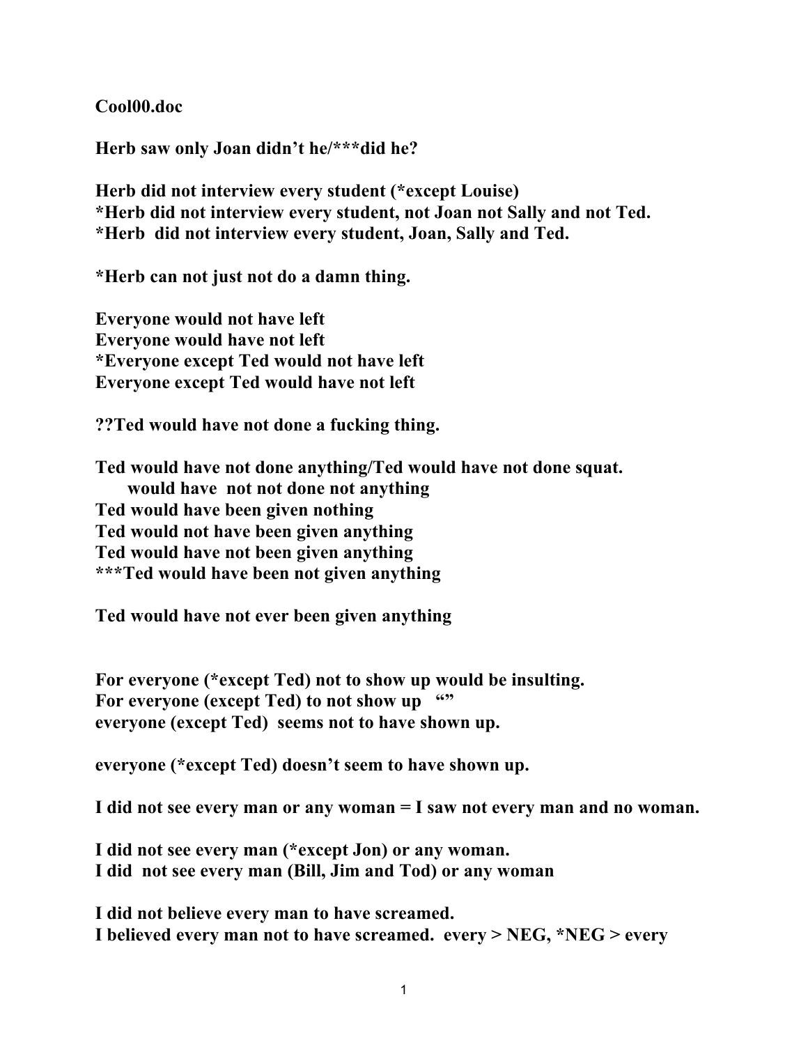**Cool00.doc**

**Herb saw only Joan didn't he/***did he?**

**Herb did not interview every student (*except Louise)**
***Herb did not interview every student, not Joan not Sally and not Ted.**
***Herb did not interview every student, Joan, Sally and Ted.**

***Herb can not just not do a damn thing.**

**Everyone would not have left**
**Everyone would have not left**
***Everyone except Ted would not have left**
**Everyone except Ted would have not left**

**??Ted would have not done a fucking thing.**

**Ted would have not done anything/Ted would have not done squat.**
**would have not not done not anything**
**Ted would have been given nothing**
**Ted would not have been given anything**
**Ted would have not been given anything**
*****Ted would have been not given anything**

**Ted would have not ever been given anything**

**For everyone (*except Ted) not to show up would be insulting.**
**For everyone (except Ted) to not show up ""**
**everyone (except Ted) seems not to have shown up.**

**everyone (*except Ted) doesn't seem to have shown up.**

**I did not see every man or any woman = I saw not every man and no woman.**

**I did not see every man (*except Jon) or any woman.**
**I did not see every man (Bill, Jim and Tod) or any woman**

**I did not believe every man to have screamed.**
**I believed every man not to have screamed. every > NEG, *NEG > every**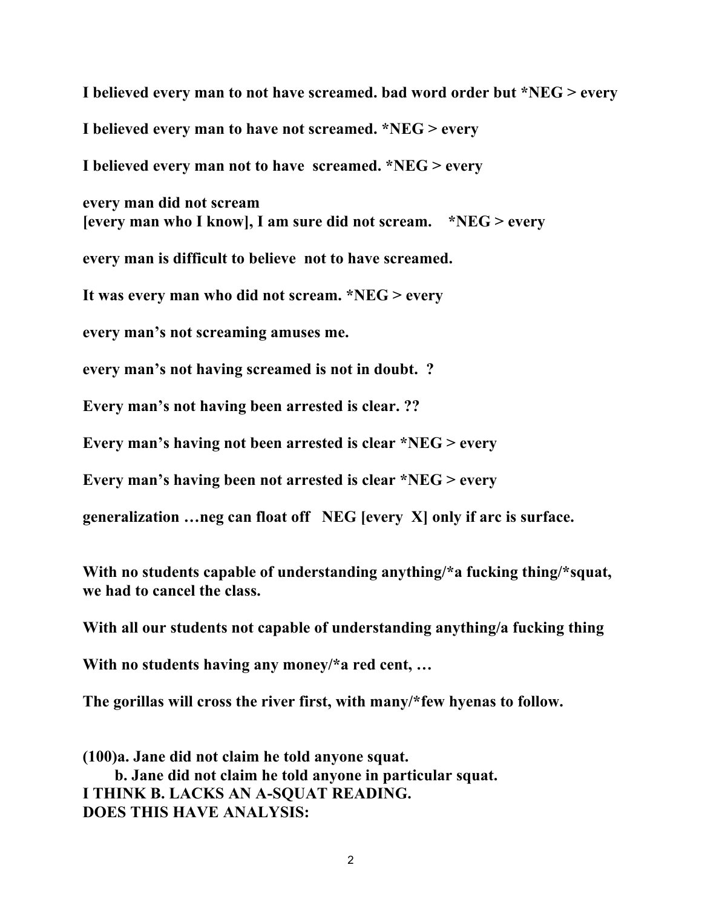**I believed every man to not have screamed. bad word order but *NEG > every**

**I believed every man to have not screamed. *NEG > every**

**I believed every man not to have  screamed. *NEG > every**

**every man did not scream**
**[every man who I know], I am sure did not scream.    *NEG > every**

**every man is difficult to believe  not to have screamed.**

**It was every man who did not scream. *NEG > every**

**every man's not screaming amuses me.**

**every man's not having screamed is not in doubt.  ?**

**Every man's not having been arrested is clear. ??**

**Every man's having not been arrested is clear *NEG > every**

**Every man's having been not arrested is clear *NEG > every**

**generalization …neg can float off   NEG [every  X] only if arc is surface.**

**With no students capable of understanding anything/*a fucking thing/*squat, we had to cancel the class.**

**With all our students not capable of understanding anything/a fucking thing**

**With no students having any money/*a red cent, …**

**The gorillas will cross the river first, with many/*few hyenas to follow.**

**(100)a. Jane did not claim he told anyone squat.**
**b. Jane did not claim he told anyone in particular squat.**
**I THINK B. LACKS AN A-SQUAT READING.**
**DOES THIS HAVE ANALYSIS:**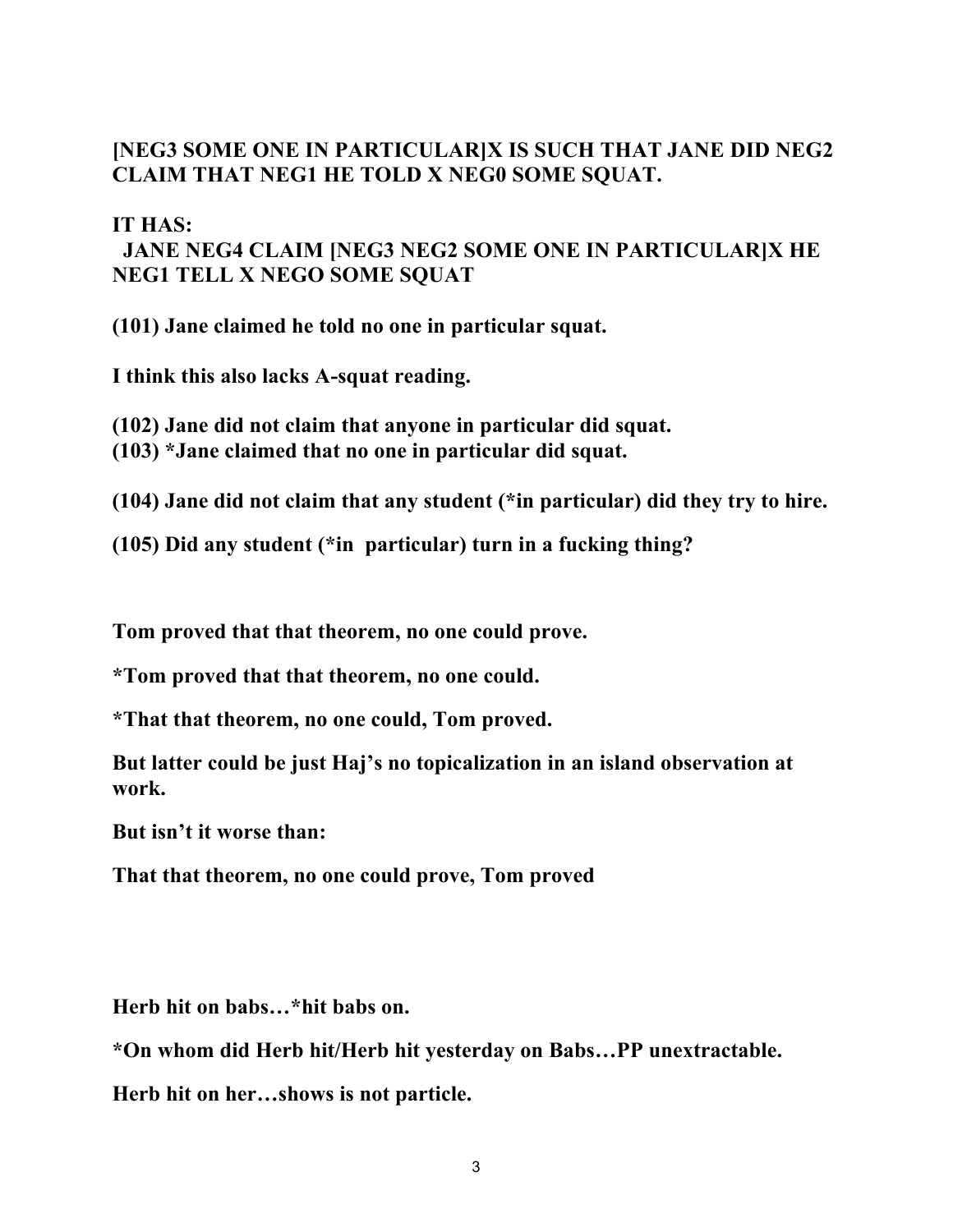**[NEG3 SOME ONE IN PARTICULAR]X IS SUCH THAT JANE DID NEG2 CLAIM THAT NEG1 HE TOLD X NEG0 SOME SQUAT.**

**IT HAS:**
**JANE NEG4 CLAIM [NEG3 NEG2 SOME ONE IN PARTICULAR]X HE NEG1 TELL X NEGO SOME SQUAT**

**(101) Jane claimed he told no one in particular squat.**

**I think this also lacks A-squat reading.**

**(102) Jane did not claim that anyone in particular did squat.**
**(103) *Jane claimed that no one in particular did squat.**

**(104) Jane did not claim that any student (*in particular) did they try to hire.**

**(105) Did any student (*in particular) turn in a fucking thing?**

**Tom proved that that theorem, no one could prove.**

***Tom proved that that theorem, no one could.**

***That that theorem, no one could, Tom proved.**

**But latter could be just Haj's no topicalization in an island observation at work.**

**But isn't it worse than:**

**That that theorem, no one could prove, Tom proved**

**Herb hit on babs…*hit babs on.**

***On whom did Herb hit/Herb hit yesterday on Babs…PP unextractable.**

**Herb hit on her…shows is not particle.**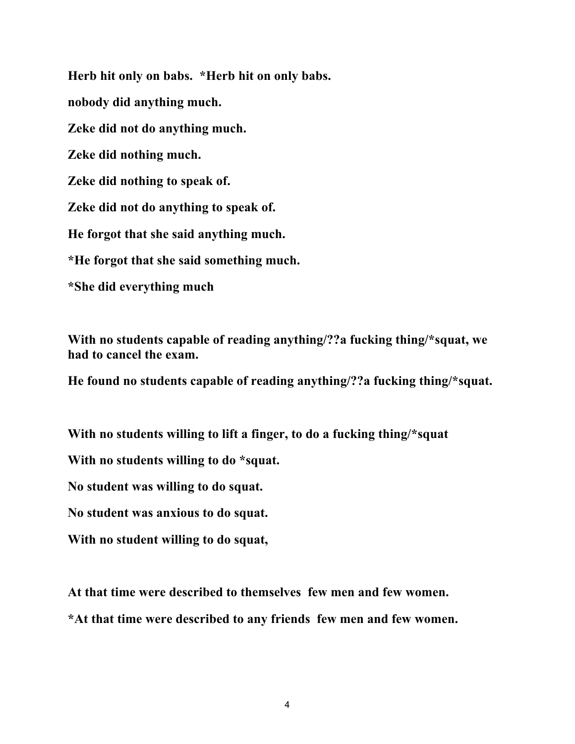**Herb hit only on babs. *Herb hit on only babs.**

**nobody did anything much.**

**Zeke did not do anything much.**

**Zeke did nothing much.**

**Zeke did nothing to speak of.**

**Zeke did not do anything to speak of.**

**He forgot that she said anything much.**

***He forgot that she said something much.**

***She did everything much**

**With no students capable of reading anything/??a fucking thing/*squat, we had to cancel the exam.**

**He found no students capable of reading anything/??a fucking thing/*squat.**

**With no students willing to lift a finger, to do a fucking thing/*squat**

**With no students willing to do *squat.**

**No student was willing to do squat.**

**No student was anxious to do squat.**

**With no student willing to do squat,**

**At that time were described to themselves few men and few women.**

***At that time were described to any friends few men and few women.**